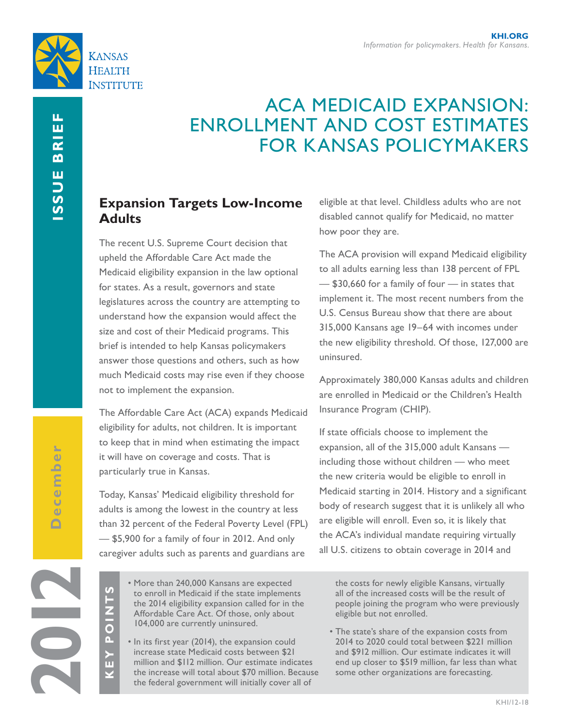# ACA MEDICAID EXPANSION: ENROLLMENT AND COST ESTIMATES FOR KANSAS POLICYMAKERS

## Expansion Targets Low-Income Adults

The recent U.S. Supreme Court decision that upheld the Affordable Care Act made the Medicaid eligibility expansion in the law optional for states. As a result, governors and state legislatures across the country are attempting to understand how the expansion would affect the size and cost of their Medicaid programs. This brief is intended to help Kansas policymakers answer those questions and others, such as how much Medicaid costs may rise even if they choose not to implement the expansion.

The Affordable Care Act (ACA) expands Medicaid eligibility for adults, not children. It is important to keep that in mind when estimating the impact it will have on coverage and costs. That is particularly true in Kansas.

Today, Kansas' Medicaid eligibility threshold for adults is among the lowest in the country at less than 32 percent of the Federal Poverty Level (FPL) — $5,900 for a family of four in 2012. And only caregiver adults such as parents and guardians are eligible at that level. Childless adults who are not disabled cannot qualify for Medicaid, no matter how poor they are.

The ACA provision will expand Medicaid eligibility to all adults earning less than 138 percent of FPL — $30,660 for a family of four — in states that implement it. The most recent numbers from the U.S. Census Bureau show that there are about 315,000 Kansans age 19–64 with incomes under the new eligibility threshold. Of those, 127,000 are uninsured.

Approximately 380,000 Kansas adults and children are enrolled in Medicaid or the Children's Health Insurance Program (CHIP).

If state officials choose to implement the expansion, all of the 315,000 adult Kansans — including those without children — who meet the new criteria would be eligible to enroll in Medicaid starting in 2014. History and a significant body of research suggest that it is unlikely all who are eligible will enroll. Even so, it is likely that the ACA's individual mandate requiring virtually all U.S. citizens to obtain coverage in 2014 and

## KEY POINTS

- More than 240,000 Kansans are expected to enroll in Medicaid if the state implements the 2014 eligibility expansion called for in the Affordable Care Act. Of those, only about 104,000 are currently uninsured.
- In its first year (2014), the expansion could increase state Medicaid costs between $21 million and $112 million. Our estimate indicates the increase will total about $70 million. Because the federal government will initially cover all of the costs for newly eligible Kansans, virtually all of the increased costs will be the result of people joining the program who were previously eligible but not enrolled.
- The state's share of the expansion costs from 2014 to 2020 could total between $221 million and $912 million. Our estimate indicates it will end up closer to $519 million, far less than what some other organizations are forecasting.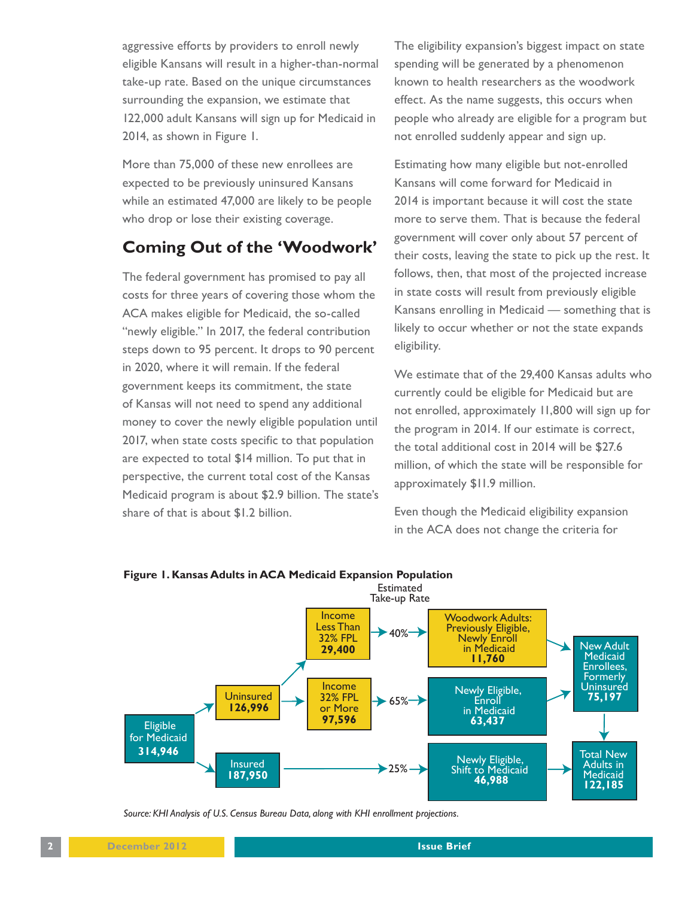aggressive efforts by providers to enroll newly eligible Kansans will result in a higher-than-normal take-up rate. Based on the unique circumstances surrounding the expansion, we estimate that 122,000 adult Kansans will sign up for Medicaid in 2014, as shown in Figure 1.

More than 75,000 of these new enrollees are expected to be previously uninsured Kansans while an estimated 47,000 are likely to be people who drop or lose their existing coverage.

## Coming Out of the 'Woodwork'

The federal government has promised to pay all costs for three years of covering those whom the ACA makes eligible for Medicaid, the so-called "newly eligible." In 2017, the federal contribution steps down to 95 percent. It drops to 90 percent in 2020, where it will remain. If the federal government keeps its commitment, the state of Kansas will not need to spend any additional money to cover the newly eligible population until 2017, when state costs specific to that population are expected to total $14 million. To put that in perspective, the current total cost of the Kansas Medicaid program is about $2.9 billion. The state's share of that is about $1.2 billion.

The eligibility expansion's biggest impact on state spending will be generated by a phenomenon known to health researchers as the woodwork effect. As the name suggests, this occurs when people who already are eligible for a program but not enrolled suddenly appear and sign up.

Estimating how many eligible but not-enrolled Kansans will come forward for Medicaid in 2014 is important because it will cost the state more to serve them. That is because the federal government will cover only about 57 percent of their costs, leaving the state to pick up the rest. It follows, then, that most of the projected increase in state costs will result from previously eligible Kansans enrolling in Medicaid — something that is likely to occur whether or not the state expands eligibility.

We estimate that of the 29,400 Kansas adults who currently could be eligible for Medicaid but are not enrolled, approximately 11,800 will sign up for the program in 2014. If our estimate is correct, the total additional cost in 2014 will be $27.6 million, of which the state will be responsible for approximately $11.9 million.

Even though the Medicaid eligibility expansion in the ACA does not change the criteria for

**Figure 1. Kansas Adults in ACA Medicaid Expansion Population**

Eligible for Medicaid **314,946**
- Uninsured **126,996**
  - Income Less Than 32% FPL **29,400** → Estimated Take-up Rate 40% → Woodwork Adults: Previously Eligible, Newly Enroll in Medicaid **11,760**
  - Income 32% FPL or More **97,596** → 65% → Newly Eligible, Enroll in Medicaid **63,437**
  - → New Adult Medicaid Enrollees, Formerly Uninsured **75,197**
- Insured **187,950** → 25% → Newly Eligible, Shift to Medicaid **46,988**

Total New Adults in Medicaid **122,185**

*Source: KHI Analysis of U.S. Census Bureau Data, along with KHI enrollment projections.*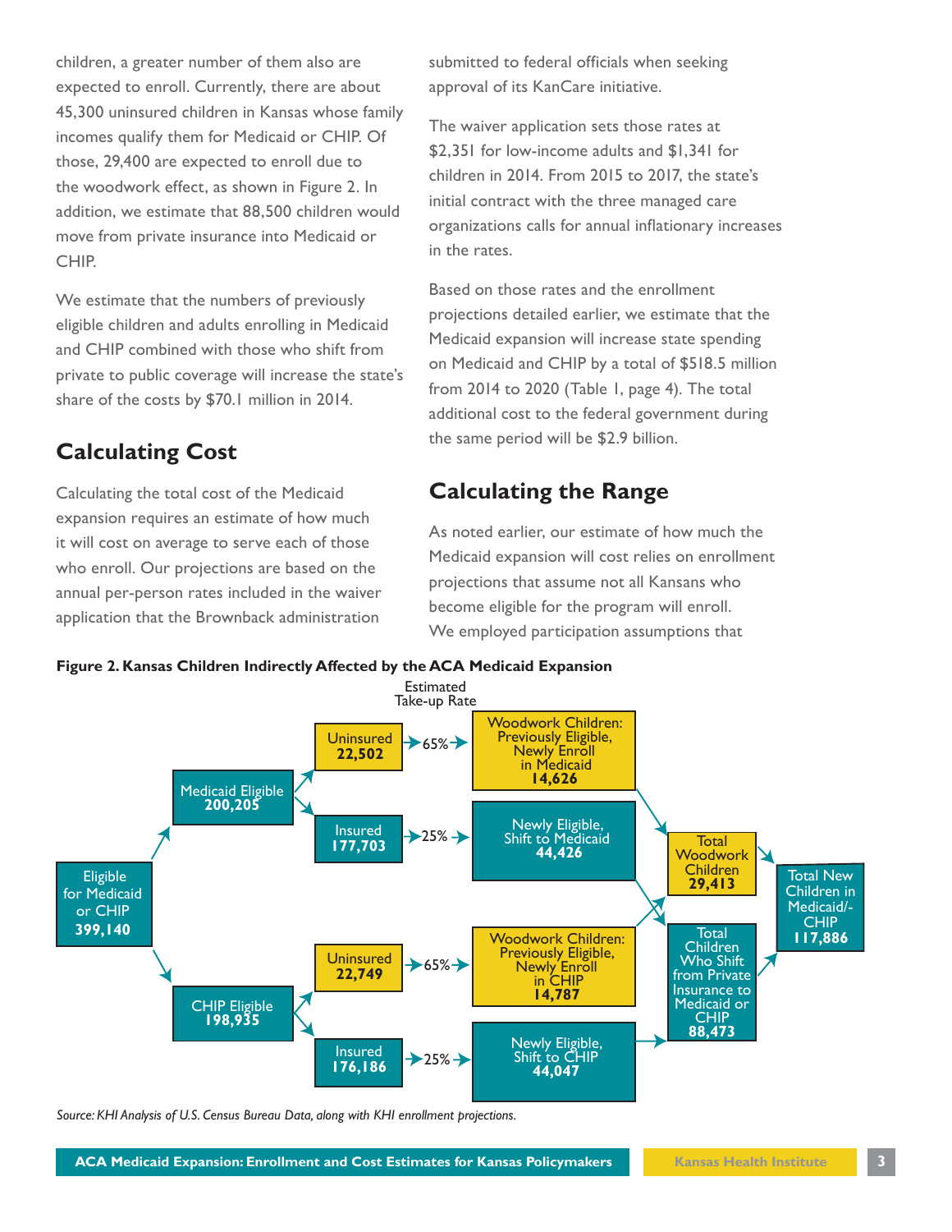children, a greater number of them also are expected to enroll. Currently, there are about 45,300 uninsured children in Kansas whose family incomes qualify them for Medicaid or CHIP. Of those, 29,400 are expected to enroll due to the woodwork effect, as shown in Figure 2. In addition, we estimate that 88,500 children would move from private insurance into Medicaid or CHIP.

We estimate that the numbers of previously eligible children and adults enrolling in Medicaid and CHIP combined with those who shift from private to public coverage will increase the state's share of the costs by $70.1 million in 2014.

## Calculating Cost

Calculating the total cost of the Medicaid expansion requires an estimate of how much it will cost on average to serve each of those who enroll. Our projections are based on the annual per-person rates included in the waiver application that the Brownback administration submitted to federal officials when seeking approval of its KanCare initiative.

The waiver application sets those rates at $2,351 for low-income adults and $1,341 for children in 2014. From 2015 to 2017, the state's initial contract with the three managed care organizations calls for annual inflationary increases in the rates.

Based on those rates and the enrollment projections detailed earlier, we estimate that the Medicaid expansion will increase state spending on Medicaid and CHIP by a total of $518.5 million from 2014 to 2020 (Table 1, page 4). The total additional cost to the federal government during the same period will be $2.9 billion.

## Calculating the Range

As noted earlier, our estimate of how much the Medicaid expansion will cost relies on enrollment projections that assume not all Kansans who become eligible for the program will enroll. We employed participation assumptions that

**Figure 2. Kansas Children Indirectly Affected by the ACA Medicaid Expansion**

Estimated Take-up Rate

- Eligible for Medicaid or CHIP **399,140**
  - Medicaid Eligible **200,205**
    - Uninsured **22,502** → 65% → Woodwork Children: Previously Eligible, Newly Enroll in Medicaid **14,626**
    - Insured **177,703** → 25% → Newly Eligible, Shift to Medicaid **44,426**
  - CHIP Eligible **198,935**
    - Uninsured **22,749** → 65% → Woodwork Children: Previously Eligible, Newly Enroll in CHIP **14,787**
    - Insured **176,186** → 25% → Newly Eligible, Shift to CHIP **44,047**
- Total Woodwork Children **29,413**
- Total Children Who Shift from Private Insurance to Medicaid or CHIP **88,473**
- Total New Children in Medicaid/-CHIP **117,886**

*Source: KHI Analysis of U.S. Census Bureau Data, along with KHI enrollment projections.*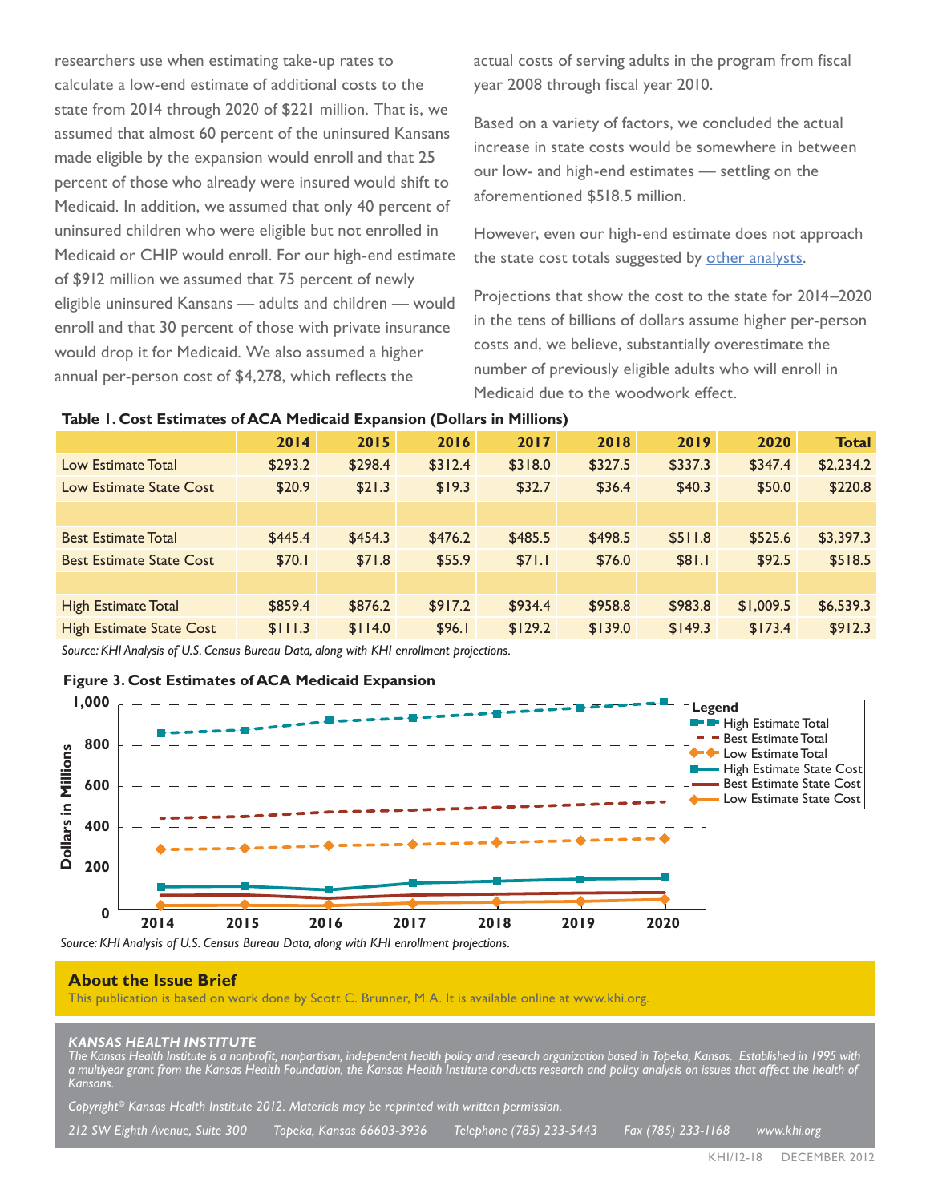researchers use when estimating take-up rates to calculate a low-end estimate of additional costs to the state from 2014 through 2020 of $221 million. That is, we assumed that almost 60 percent of the uninsured Kansans made eligible by the expansion would enroll and that 25 percent of those who already were insured would shift to Medicaid. In addition, we assumed that only 40 percent of uninsured children who were eligible but not enrolled in Medicaid or CHIP would enroll. For our high-end estimate of $912 million we assumed that 75 percent of newly eligible uninsured Kansans — adults and children — would enroll and that 30 percent of those with private insurance would drop it for Medicaid. We also assumed a higher annual per-person cost of $4,278, which reflects the actual costs of serving adults in the program from fiscal year 2008 through fiscal year 2010.

Based on a variety of factors, we concluded the actual increase in state costs would be somewhere in between our low- and high-end estimates — settling on the aforementioned $518.5 million.

However, even our high-end estimate does not approach the state cost totals suggested by [other analysts](#).

Projections that show the cost to the state for 2014–2020 in the tens of billions of dollars assume higher per-person costs and, we believe, substantially overestimate the number of previously eligible adults who will enroll in Medicaid due to the woodwork effect.

**Table 1. Cost Estimates of ACA Medicaid Expansion (Dollars in Millions)**

| | 2014 | 2015 | 2016 | 2017 | 2018 | 2019 | 2020 | Total |
|---|---|---|---|---|---|---|---|---|
| Low Estimate Total | $293.2 | $298.4 | $312.4 | $318.0 | $327.5 | $337.3 | $347.4 | $2,234.2 |
| Low Estimate State Cost | $20.9 | $21.3 | $19.3 | $32.7 | $36.4 | $40.3 | $50.0 | $220.8 |
| | | | | | | | | |
| Best Estimate Total | $445.4 | $454.3 | $476.2 | $485.5 | $498.5 | $511.8 | $525.6 | $3,397.3 |
| Best Estimate State Cost | $70.1 | $71.8 | $55.9 | $71.1 | $76.0 | $81.1 | $92.5 | $518.5 |
| | | | | | | | | |
| High Estimate Total | $859.4 | $876.2 | $917.2 | $934.4 | $958.8 | $983.8 | $1,009.5 | $6,539.3 |
| High Estimate State Cost | $111.3 | $114.0 | $96.1 | $129.2 | $139.0 | $149.3 | $173.4 | $912.3 |

*Source: KHI Analysis of U.S. Census Bureau Data, along with KHI enrollment projections.*

**Figure 3. Cost Estimates of ACA Medicaid Expansion**

Dollars in Millions
1,000
800
600
400
200
0
2014 2015 2016 2017 2018 2019 2020

Legend
High Estimate Total
Best Estimate Total
Low Estimate Total
High Estimate State Cost
Best Estimate State Cost
Low Estimate State Cost

*Source: KHI Analysis of U.S. Census Bureau Data, along with KHI enrollment projections.*

## About the Issue Brief

This publication is based on work done by Scott C. Brunner, M.A. It is available online at www.khi.org.

***KANSAS HEALTH INSTITUTE***

*The Kansas Health Institute is a nonprofit, nonpartisan, independent health policy and research organization based in Topeka, Kansas. Established in 1995 with a multiyear grant from the Kansas Health Foundation, the Kansas Health Institute conducts research and policy analysis on issues that affect the health of Kansans.*

*Copyright© Kansas Health Institute 2012. Materials may be reprinted with written permission.*

*212 SW Eighth Avenue, Suite 300 Topeka, Kansas 66603-3936 Telephone (785) 233-5443 Fax (785) 233-1168 www.khi.org*

KHI/12-18 DECEMBER 2012